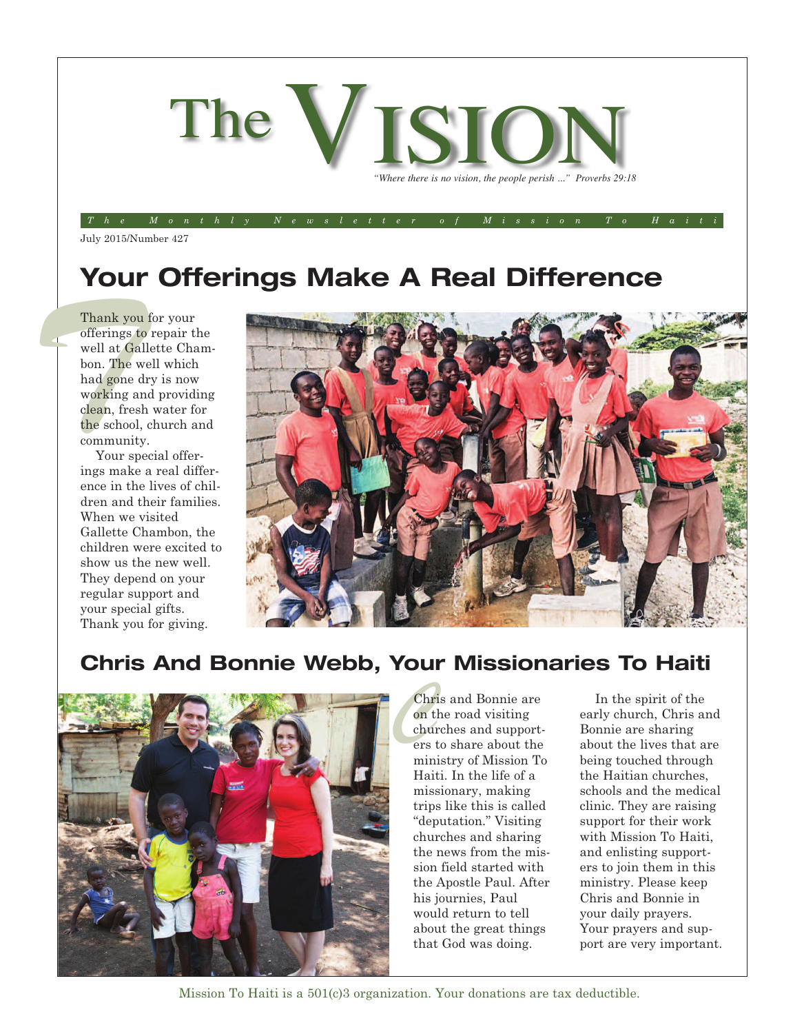# The VISION

*"Where there is no vision, the people perish ..." Proverbs 29:18*

*The Monthly Newsletter of Mission To Haiti*

July 2015/Number 427

## Your Offerings Make A Real Difference

Thank you for your offerings to repair the well at Gallette Chambon. The well which had gone dry is now working and providing clean, fresh water for the school, church and community.

Your special offerings make a real difference in the lives of children and their families. When we visited Gallette Chambon, the children were excited to show us the new well. They depend on your regular support and your special gifts. Thank you for giving.

## Chris And Bonnie Webb, Your Missionaries To Haiti

Chris and Bonnie are on the road visiting churches and supporters to share about the ministry of Mission To Haiti. In the life of a missionary, making trips like this is called "deputation." Visiting churches and sharing the news from the mission field started with the Apostle Paul. After his journeys, Paul would return to tell about the great things that God was doing.

In the spirit of the early church, Chris and Bonnie are sharing about the lives that are being touched through the Haitian churches, schools and the medical clinic. They are raising support for their work with Mission To Haiti, and enlisting supporters to join them in this ministry. Please keep Chris and Bonnie in your daily prayers. Your prayers and support are very important.

Mission To Haiti is a 501(c)3 organization. Your donations are tax deductible.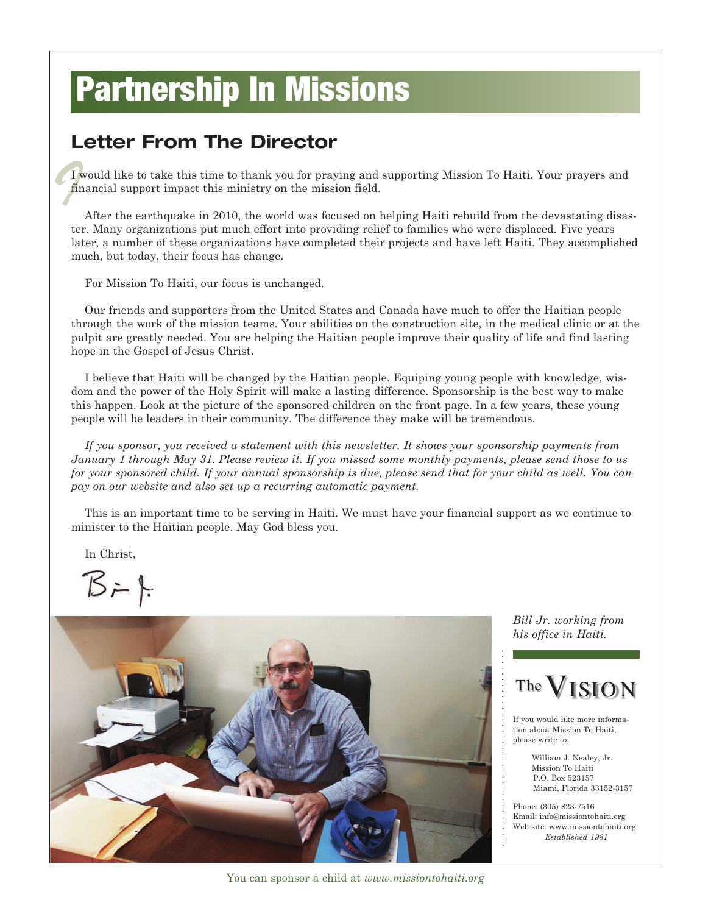# Partnership In Missions

## Letter From The Director

I would like to take this time to thank you for praying and supporting Mission To Haiti. Your prayers and financial support impact this ministry on the mission field.

After the earthquake in 2010, the world was focused on helping Haiti rebuild from the devastating disaster. Many organizations put much effort into providing relief to families who were displaced. Five years later, a number of these organizations have completed their projects and have left Haiti. They accomplished much, but today, their focus has change.

For Mission To Haiti, our focus is unchanged.

Our friends and supporters from the United States and Canada have much to offer the Haitian people through the work of the mission teams. Your abilities on the construction site, in the medical clinic or at the pulpit are greatly needed. You are helping the Haitian people improve their quality of life and find lasting hope in the Gospel of Jesus Christ.

I believe that Haiti will be changed by the Haitian people. Equiping young people with knowledge, wisdom and the power of the Holy Spirit will make a lasting difference. Sponsorship is the best way to make this happen. Look at the picture of the sponsored children on the front page. In a few years, these young people will be leaders in their community. The difference they make will be tremendous.

*If you sponsor, you received a statement with this newsletter. It shows your sponsorship payments from January 1 through May 31. Please review it. If you missed some monthly payments, please send those to us for your sponsored child. If your annual sponsorship is due, please send that for your child as well. You can pay on our website and also set up a recurring automatic payment.*

This is an important time to be serving in Haiti. We must have your financial support as we continue to minister to the Haitian people. May God bless you.

In Christ,

Bill Jr.

*Bill Jr. working from his office in Haiti.*

## The VISION

If you would like more information about Mission To Haiti, please write to:

William J. Nealey, Jr.
Mission To Haiti
P.O. Box 523157
Miami, Florida 33152-3157

Phone: (305) 823-7516
Email: info@missiontohaiti.org
Web site: www.missiontohaiti.org
*Established 1981*

You can sponsor a child at *www.missiontohaiti.org*